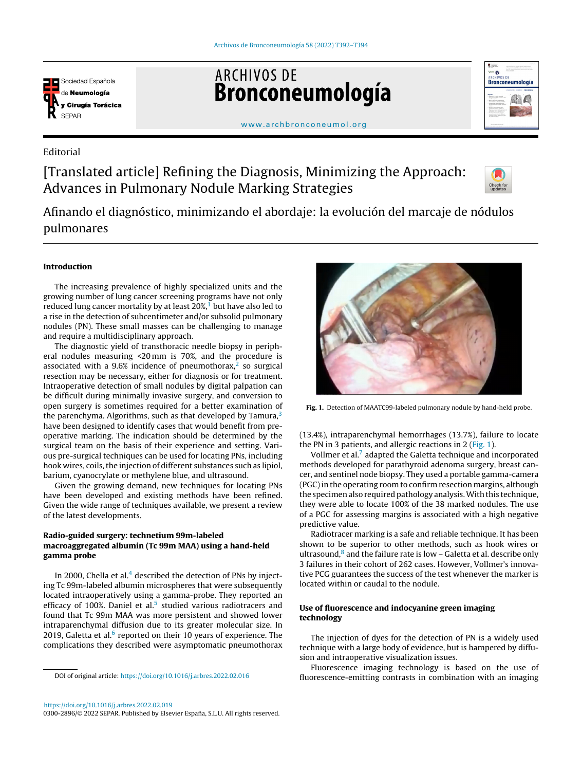Editorial

# [Translated article] Refining the Diagnosis, Minimizing the Approach: Advances in Pulmonary Nodule Marking Strategies

## Afinando el diagnóstico, minimizando el abordaje: la evolución del marcaje de nódulos pulmonares

### Introduction

The increasing prevalence of highly specialized units and the growing number of lung cancer screening programs have not only reduced lung cancer mortality by at least 20%,[1] but have also led to a rise in the detection of subcentimeter and/or subsolid pulmonary nodules (PN). These small masses can be challenging to manage and require a multidisciplinary approach.

The diagnostic yield of transthoracic needle biopsy in peripheral nodules measuring <20 mm is 70%, and the procedure is associated with a 9.6% incidence of pneumothorax,[2] so surgical resection may be necessary, either for diagnosis or for treatment. Intraoperative detection of small nodules by digital palpation can be difficult during minimally invasive surgery, and conversion to open surgery is sometimes required for a better examination of the parenchyma. Algorithms, such as that developed by Tamura,[3] have been designed to identify cases that would benefit from preoperative marking. The indication should be determined by the surgical team on the basis of their experience and setting. Various pre-surgical techniques can be used for locating PNs, including hook wires, coils, the injection of different substances such as lipiol, barium, cyanocrylate or methylene blue, and ultrasound.

Given the growing demand, new techniques for locating PNs have been developed and existing methods have been refined. Given the wide range of techniques available, we present a review of the latest developments.

### Radio-guided surgery: technetium 99m-labeled macroaggregated albumin (Tc 99m MAA) using a hand-held gamma probe

In 2000, Chella et al.[4] described the detection of PNs by injecting Tc 99m-labeled albumin microspheres that were subsequently located intraoperatively using a gamma-probe. They reported an efficacy of 100%. Daniel et al.[5] studied various radiotracers and found that Tc 99m MAA was more persistent and showed lower intraparenchymal diffusion due to its greater molecular size. In 2019, Galetta et al.[6] reported on their 10 years of experience. The complications they described were asymptomatic pneumothorax (13.4%), intraparenchymal hemorrhages (13.7%), failure to locate the PN in 3 patients, and allergic reactions in 2 (Fig. 1).

**Fig. 1.** Detection of MAATC99-labeled pulmonary nodule by hand-held probe.

Vollmer et al.[7] adapted the Galetta technique and incorporated methods developed for parathyroid adenoma surgery, breast cancer, and sentinel node biopsy. They used a portable gamma-camera (PGC) in the operating room to confirm resection margins, although the specimen also required pathology analysis. With this technique, they were able to locate 100% of the 38 marked nodules. The use of a PGC for assessing margins is associated with a high negative predictive value.

Radiotracer marking is a safe and reliable technique. It has been shown to be superior to other methods, such as hook wires or ultrasound,[8] and the failure rate is low – Galetta et al. describe only 3 failures in their cohort of 262 cases. However, Vollmer's innovative PCG guarantees the success of the test whenever the marker is located within or caudal to the nodule.

### Use of fluorescence and indocyanine green imaging technology

The injection of dyes for the detection of PN is a widely used technique with a large body of evidence, but is hampered by diffusion and intraoperative visualization issues.

Fluorescence imaging technology is based on the use of fluorescence-emitting contrasts in combination with an imaging

DOI of original article: https://doi.org/10.1016/j.arbres.2022.02.016

https://doi.org/10.1016/j.arbres.2022.02.019
0300-2896/© 2022 SEPAR. Published by Elsevier España, S.L.U. All rights reserved.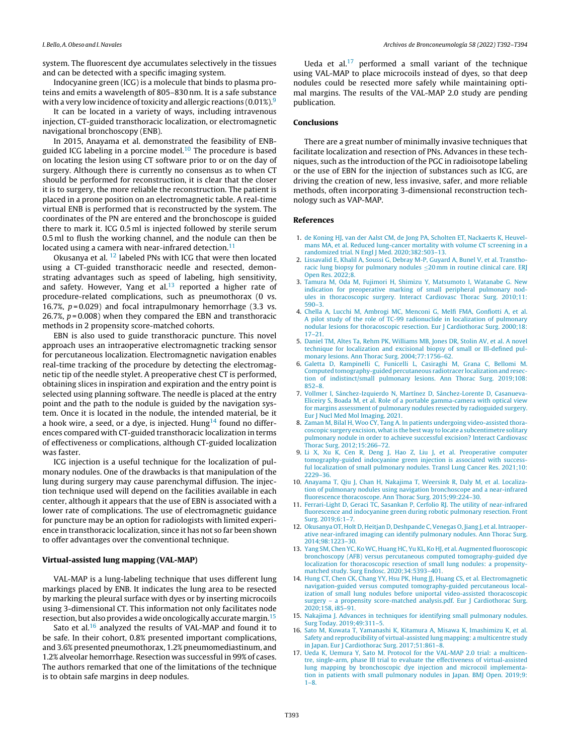system. The fluorescent dye accumulates selectively in the tissues and can be detected with a specific imaging system.

Indocyanine green (ICG) is a molecule that binds to plasma proteins and emits a wavelength of 805–830 nm. It is a safe substance with a very low incidence of toxicity and allergic reactions (0.01%).[9]

It can be located in a variety of ways, including intravenous injection, CT-guided transthoracic localization, or electromagnetic navigational bronchoscopy (ENB).

In 2015, Anayama et al. demonstrated the feasibility of ENB-guided ICG labeling in a porcine model.[10] The procedure is based on locating the lesion using CT software prior to or on the day of surgery. Although there is currently no consensus as to when CT should be performed for reconstruction, it is clear that the closer it is to surgery, the more reliable the reconstruction. The patient is placed in a prone position on an electromagnetic table. A real-time virtual ENB is performed that is reconstructed by the system. The coordinates of the PN are entered and the bronchoscope is guided there to mark it. ICG 0.5 ml is injected followed by sterile serum 0.5 ml to flush the working channel, and the nodule can then be located using a camera with near-infrared detection.[11]

Okusanya et al. [12] labeled PNs with ICG that were then located using a CT-guided transthoracic needle and resected, demonstrating advantages such as speed of labeling, high sensitivity, and safety. However, Yang et al.[13] reported a higher rate of procedure-related complications, such as pneumothorax (0 vs. 16.7%, $p = 0.029$) and focal intrapulmonary hemorrhage (3.3 vs. 26.7%, $p = 0.008$) when they compared the EBN and transthoracic methods in 2 propensity score-matched cohorts.

EBN is also used to guide transthoracic puncture. This novel approach uses an intraoperative electromagnetic tracking sensor for percutaneous localization. Electromagnetic navigation enables real-time tracking of the procedure by detecting the electromagnetic tip of the needle stylet. A preoperative chest CT is performed, obtaining slices in inspiration and expiration and the entry point is selected using planning software. The needle is placed at the entry point and the path to the nodule is guided by the navigation system. Once it is located in the nodule, the intended material, be it a hook wire, a seed, or a dye, is injected. Hung[14] found no differences compared with CT-guided transthoracic localization in terms of effectiveness or complications, although CT-guided localization was faster.

ICG injection is a useful technique for the localization of pulmonary nodules. One of the drawbacks is that manipulation of the lung during surgery may cause parenchymal diffusion. The injection technique used will depend on the facilities available in each center, although it appears that the use of EBN is associated with a lower rate of complications. The use of electromagnetic guidance for puncture may be an option for radiologists with limited experience in transthoracic localization, since it has not so far been shown to offer advantages over the conventional technique.

## Virtual-assisted lung mapping (VAL-MAP)

VAL-MAP is a lung-labeling technique that uses different lung markings placed by ENB. It indicates the lung area to be resected by marking the pleural surface with dyes or by inserting microcoils using 3-dimensional CT. This information not only facilitates node resection, but also provides a wide oncologically accurate margin.[15]

Sato et al.[16] analyzed the results of VAL-MAP and found it to be safe. In their cohort, 0.8% presented important complications, and 3.6% presented pneumothorax, 1.2% pneumomediastinum, and 1.2% alveolar hemorrhage. Resection was successful in 99% of cases. The authors remarked that one of the limitations of the technique is to obtain safe margins in deep nodules.

Ueda et al.[17] performed a small variant of the technique using VAL-MAP to place microcoils instead of dyes, so that deep nodules could be resected more safely while maintaining optimal margins. The results of the VAL-MAP 2.0 study are pending publication.

## Conclusions

There are a great number of minimally invasive techniques that facilitate localization and resection of PNs. Advances in these techniques, such as the introduction of the PGC in radioisotope labeling or the use of EBN for the injection of substances such as ICG, are driving the creation of new, less invasive, safer, and more reliable methods, often incorporating 3-dimensional reconstruction technology such as VAP-MAP.

## References

1. de Koning HJ, van der Aalst CM, de Jong PA, Scholten ET, Nackaerts K, Heuvelmans MA, et al. Reduced lung-cancer mortality with volume CT screening in a randomized trial. N Engl J Med. 2020;382:503–13.
2. Lissavalid E, Khalil A, Soussi G, Debray M-P, Guyard A, Bunel V, et al. Transthoracic lung biopsy for pulmonary nodules ≤20 mm in routine clinical care. ERJ Open Res. 2022;8.
3. Tamura M, Oda M, Fujimori H, Shimizu Y, Matsumoto I, Watanabe G. New indication for preoperative marking of small peripheral pulmonary nodules in thoracoscopic surgery. Interact Cardiovasc Thorac Surg. 2010;11:590–3.
4. Chella A, Lucchi M, Ambrogi MC, Menconi G, Melfi FMA, Gonfiotti A, et al. A pilot study of the role of TC-99 radionuclide in localization of pulmonary nodular lesions for thoracoscopic resection. Eur J Cardiothorac Surg. 2000;18:17–21.
5. Daniel TM, Altes Ta, Rehm PK, Williams MB, Jones DR, Stolin AV, et al. A novel technique for localization and excisional biopsy of small or Ill-defined pulmonary lesions. Ann Thorac Surg. 2004;77:1756–62.
6. Galetta D, Rampinelli C, Funicelli L, Casiraghi M, Grana C, Bellomi M. Computed tomography-guided percutaneous radiotracer localization and resection of indistinct/small pulmonary lesions. Ann Thorac Surg. 2019;108:852–8.
7. Vollmer I, Sánchez-Izquierdo N, Martínez D, Sánchez-Lorente D, Casanueva-Eliceiry S, Boada M, et al. Role of a portable gamma-camera with optical view for margins assessment of pulmonary nodules resected by radioguided surgery. Eur J Nucl Med Mol Imaging. 2021.
8. Zaman M, Bilal H, Woo CY, Tang A. In patients undergoing video-assisted thoracoscopic surgery excision, what is the best way to locate a subcentimetre solitary pulmonary nodule in order to achieve successful excision? Interact Cardiovasc Thorac Surg. 2012;15:266–72.
9. Li X, Xu K, Cen R, Deng J, Hao Z, Liu J, et al. Preoperative computer tomography-guided indocyanine green injection is associated with successful localization of small pulmonary nodules. Transl Lung Cancer Res. 2021;10:2229–36.
10. Anayama T, Qiu J, Chan H, Nakajima T, Weersink R, Daly M, et al. Localization of pulmonary nodules using navigation bronchoscope and a near-infrared fluorescence thoracoscope. Ann Thorac Surg. 2015;99:224–30.
11. Ferrari-Light D, Geraci TC, Sasankan P, Cerfolio RJ. The utility of near-infrared fluorescence and indocyanine green during robotic pulmonary resection. Front Surg. 2019;6:1–7.
12. Okusanya OT, Holt D, Heitjan D, Deshpande C, Venegas O, Jiang J, et al. Intraoperative near-infrared imaging can identify pulmonary nodules. Ann Thorac Surg. 2014;98:1223–30.
13. Yang SM, Chen YC, Ko WC, Huang HC, Yu KL, Ko HJ, et al. Augmented fluoroscopic bronchoscopy (AFB) versus percutaneous computed tomography-guided dye localization for thoracoscopic resection of small lung nodules: a propensity-matched study. Surg Endosc. 2020;34:5393–401.
14. Hung CT, Chen CK, Chang YY, Hsu PK, Hung JJ, Huang CS, et al. Electromagnetic navigation-guided versus computed tomography-guided percutaneous localization of small lung nodules before uniportal video-assisted thoracoscopic surgery – a propensity score-matched analysis.pdf. Eur J Cardiothorac Surg. 2020;158, i85–91.
15. Nakajima J. Advances in techniques for identifying small pulmonary nodules. Surg Today. 2019;49:311–5.
16. Sato M, Kuwata T, Yamanashi K, Kitamura A, Misawa K, Imashimizu K, et al. Safety and reproducibility of virtual-assisted lung mapping: a multicentre study in Japan. Eur J Cardiothorac Surg. 2017;51:861–8.
17. Ueda K, Uemura Y, Sato M. Protocol for the VAL-MAP 2.0 trial: a multicentre, single-arm, phase III trial to evaluate the effectiveness of virtual-assisted lung mapping by bronchoscopic dye injection and microcoil implementation in patients with small pulmonary nodules in Japan. BMJ Open. 2019;9:1–8.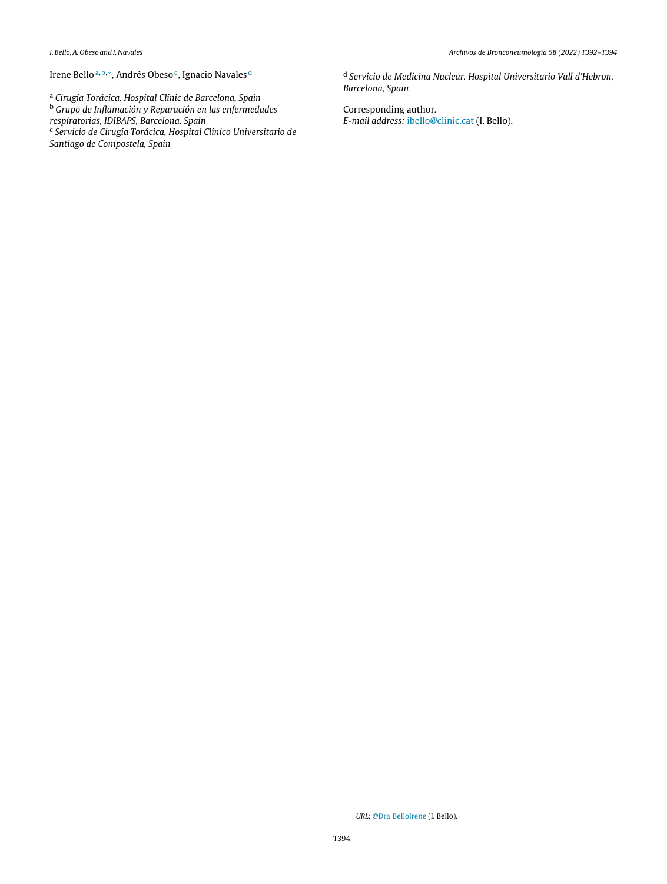Irene Bello[a,b,*], Andrés Obeso[c], Ignacio Navales[d]

[a] *Cirugía Torácica, Hospital Clínic de Barcelona, Spain*
[b] *Grupo de Inflamación y Reparación en las enfermedades respiratorias, IDIBAPS, Barcelona, Spain*
[c] *Servicio de Cirugía Torácica, Hospital Clínico Universitario de Santiago de Compostela, Spain*
[d] *Servicio de Medicina Nuclear, Hospital Universitario Vall d'Hebron, Barcelona, Spain*

Corresponding author.
*E-mail address:* ibello@clinic.cat (I. Bello).

*URL:* @Dra_BelloIrene (I. Bello).